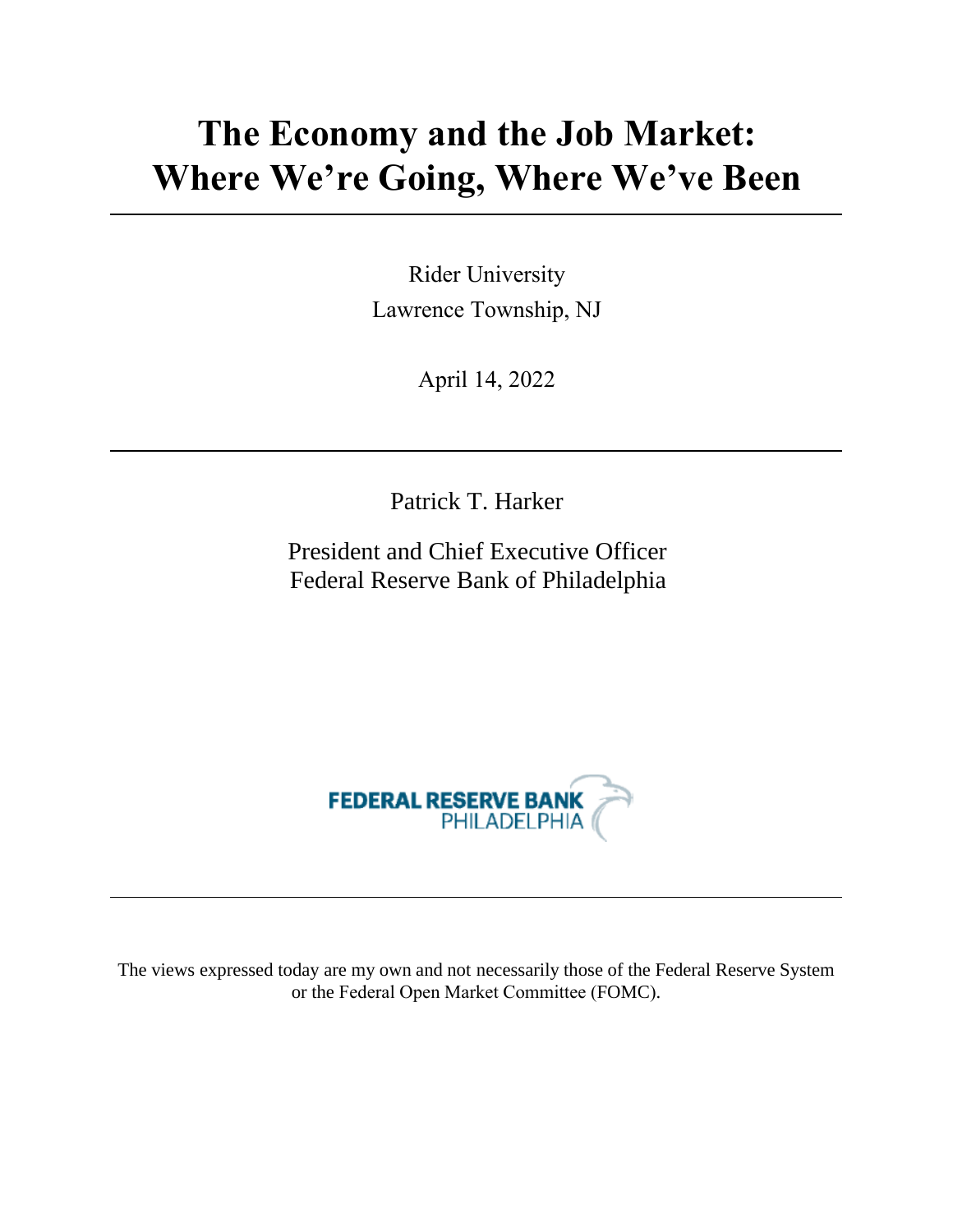# The Economy and the Job Market: Where We're Going, Where We've Been

Rider University
Lawrence Township, NJ

April 14, 2022

Patrick T. Harker

President and Chief Executive Officer
Federal Reserve Bank of Philadelphia

FEDERAL RESERVE BANK
PHILADELPHIA

The views expressed today are my own and not necessarily those of the Federal Reserve System or the Federal Open Market Committee (FOMC).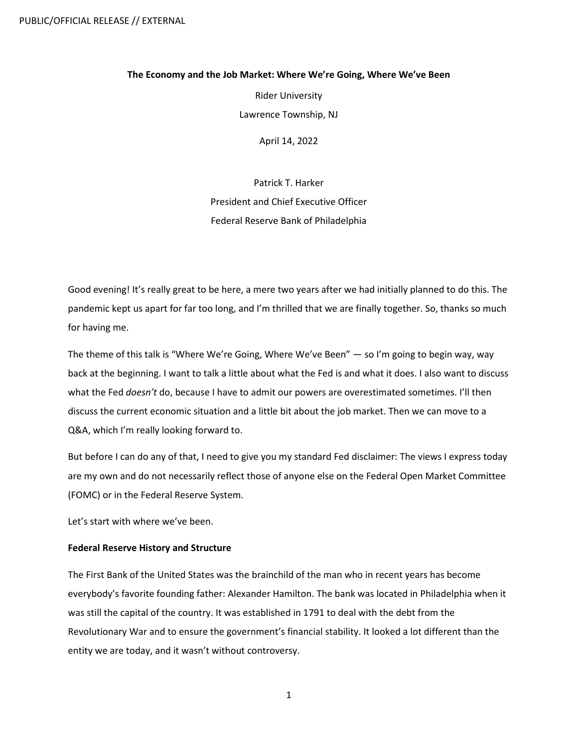PUBLIC/OFFICIAL RELEASE // EXTERNAL

**The Economy and the Job Market: Where We're Going, Where We've Been**

Rider University

Lawrence Township, NJ

April 14, 2022

Patrick T. Harker

President and Chief Executive Officer

Federal Reserve Bank of Philadelphia

Good evening! It's really great to be here, a mere two years after we had initially planned to do this. The pandemic kept us apart for far too long, and I'm thrilled that we are finally together. So, thanks so much for having me.

The theme of this talk is "Where We're Going, Where We've Been" — so I'm going to begin way, way back at the beginning. I want to talk a little about what the Fed is and what it does. I also want to discuss what the Fed *doesn't* do, because I have to admit our powers are overestimated sometimes. I'll then discuss the current economic situation and a little bit about the job market. Then we can move to a Q&A, which I'm really looking forward to.

But before I can do any of that, I need to give you my standard Fed disclaimer: The views I express today are my own and do not necessarily reflect those of anyone else on the Federal Open Market Committee (FOMC) or in the Federal Reserve System.

Let's start with where we've been.

**Federal Reserve History and Structure**

The First Bank of the United States was the brainchild of the man who in recent years has become everybody's favorite founding father: Alexander Hamilton. The bank was located in Philadelphia when it was still the capital of the country. It was established in 1791 to deal with the debt from the Revolutionary War and to ensure the government's financial stability. It looked a lot different than the entity we are today, and it wasn't without controversy.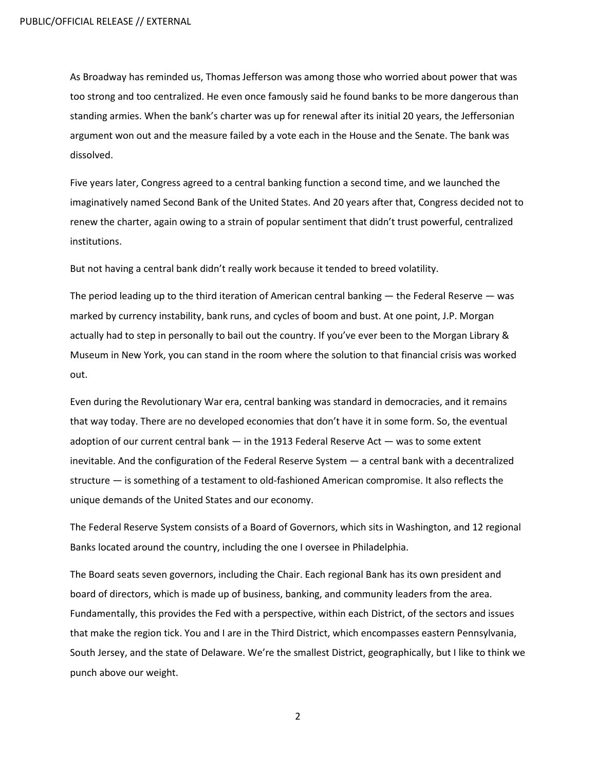As Broadway has reminded us, Thomas Jefferson was among those who worried about power that was too strong and too centralized. He even once famously said he found banks to be more dangerous than standing armies. When the bank's charter was up for renewal after its initial 20 years, the Jeffersonian argument won out and the measure failed by a vote each in the House and the Senate. The bank was dissolved.

Five years later, Congress agreed to a central banking function a second time, and we launched the imaginatively named Second Bank of the United States. And 20 years after that, Congress decided not to renew the charter, again owing to a strain of popular sentiment that didn't trust powerful, centralized institutions.

But not having a central bank didn't really work because it tended to breed volatility.

The period leading up to the third iteration of American central banking — the Federal Reserve — was marked by currency instability, bank runs, and cycles of boom and bust. At one point, J.P. Morgan actually had to step in personally to bail out the country. If you've ever been to the Morgan Library & Museum in New York, you can stand in the room where the solution to that financial crisis was worked out.

Even during the Revolutionary War era, central banking was standard in democracies, and it remains that way today. There are no developed economies that don't have it in some form. So, the eventual adoption of our current central bank — in the 1913 Federal Reserve Act — was to some extent inevitable. And the configuration of the Federal Reserve System — a central bank with a decentralized structure — is something of a testament to old-fashioned American compromise. It also reflects the unique demands of the United States and our economy.

The Federal Reserve System consists of a Board of Governors, which sits in Washington, and 12 regional Banks located around the country, including the one I oversee in Philadelphia.

The Board seats seven governors, including the Chair. Each regional Bank has its own president and board of directors, which is made up of business, banking, and community leaders from the area. Fundamentally, this provides the Fed with a perspective, within each District, of the sectors and issues that make the region tick. You and I are in the Third District, which encompasses eastern Pennsylvania, South Jersey, and the state of Delaware. We're the smallest District, geographically, but I like to think we punch above our weight.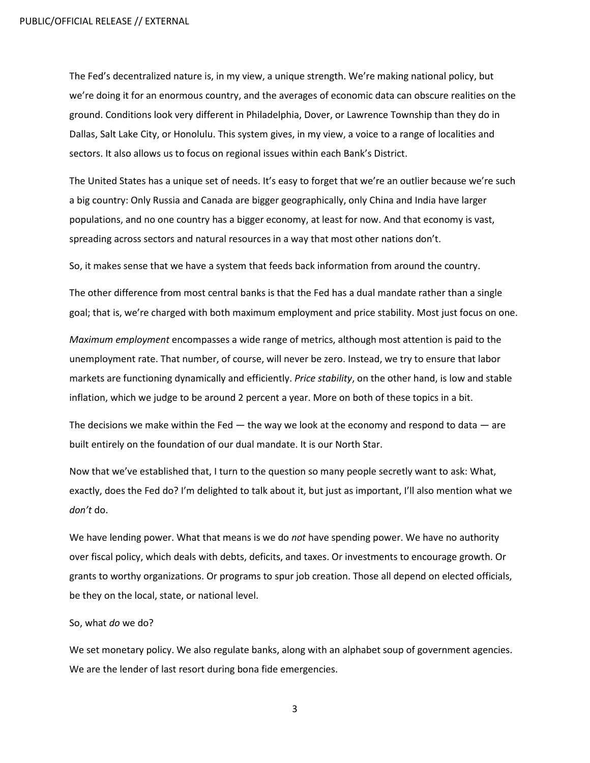The Fed's decentralized nature is, in my view, a unique strength. We're making national policy, but we're doing it for an enormous country, and the averages of economic data can obscure realities on the ground. Conditions look very different in Philadelphia, Dover, or Lawrence Township than they do in Dallas, Salt Lake City, or Honolulu. This system gives, in my view, a voice to a range of localities and sectors. It also allows us to focus on regional issues within each Bank's District.

The United States has a unique set of needs. It's easy to forget that we're an outlier because we're such a big country: Only Russia and Canada are bigger geographically, only China and India have larger populations, and no one country has a bigger economy, at least for now. And that economy is vast, spreading across sectors and natural resources in a way that most other nations don't.

So, it makes sense that we have a system that feeds back information from around the country.

The other difference from most central banks is that the Fed has a dual mandate rather than a single goal; that is, we're charged with both maximum employment and price stability. Most just focus on one.

*Maximum employment* encompasses a wide range of metrics, although most attention is paid to the unemployment rate. That number, of course, will never be zero. Instead, we try to ensure that labor markets are functioning dynamically and efficiently. *Price stability*, on the other hand, is low and stable inflation, which we judge to be around 2 percent a year. More on both of these topics in a bit.

The decisions we make within the Fed — the way we look at the economy and respond to data — are built entirely on the foundation of our dual mandate. It is our North Star.

Now that we've established that, I turn to the question so many people secretly want to ask: What, exactly, does the Fed do? I'm delighted to talk about it, but just as important, I'll also mention what we *don't* do.

We have lending power. What that means is we do *not* have spending power. We have no authority over fiscal policy, which deals with debts, deficits, and taxes. Or investments to encourage growth. Or grants to worthy organizations. Or programs to spur job creation. Those all depend on elected officials, be they on the local, state, or national level.

So, what *do* we do?

We set monetary policy. We also regulate banks, along with an alphabet soup of government agencies. We are the lender of last resort during bona fide emergencies.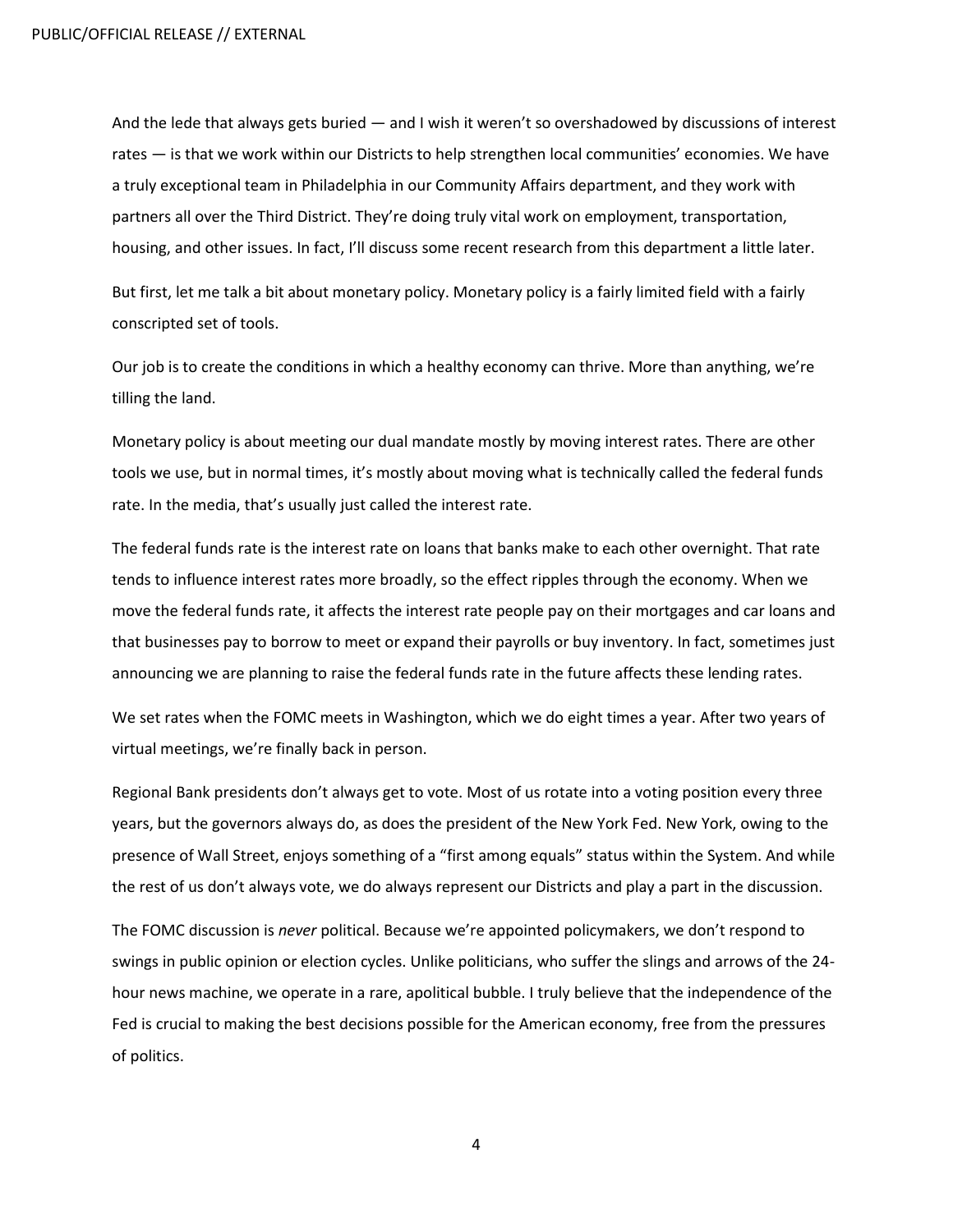And the lede that always gets buried — and I wish it weren't so overshadowed by discussions of interest rates — is that we work within our Districts to help strengthen local communities' economies. We have a truly exceptional team in Philadelphia in our Community Affairs department, and they work with partners all over the Third District. They're doing truly vital work on employment, transportation, housing, and other issues. In fact, I'll discuss some recent research from this department a little later.

But first, let me talk a bit about monetary policy. Monetary policy is a fairly limited field with a fairly conscripted set of tools.

Our job is to create the conditions in which a healthy economy can thrive. More than anything, we're tilling the land.

Monetary policy is about meeting our dual mandate mostly by moving interest rates. There are other tools we use, but in normal times, it's mostly about moving what is technically called the federal funds rate. In the media, that's usually just called the interest rate.

The federal funds rate is the interest rate on loans that banks make to each other overnight. That rate tends to influence interest rates more broadly, so the effect ripples through the economy. When we move the federal funds rate, it affects the interest rate people pay on their mortgages and car loans and that businesses pay to borrow to meet or expand their payrolls or buy inventory. In fact, sometimes just announcing we are planning to raise the federal funds rate in the future affects these lending rates.

We set rates when the FOMC meets in Washington, which we do eight times a year. After two years of virtual meetings, we're finally back in person.

Regional Bank presidents don't always get to vote. Most of us rotate into a voting position every three years, but the governors always do, as does the president of the New York Fed. New York, owing to the presence of Wall Street, enjoys something of a "first among equals" status within the System. And while the rest of us don't always vote, we do always represent our Districts and play a part in the discussion.

The FOMC discussion is *never* political. Because we're appointed policymakers, we don't respond to swings in public opinion or election cycles. Unlike politicians, who suffer the slings and arrows of the 24-hour news machine, we operate in a rare, apolitical bubble. I truly believe that the independence of the Fed is crucial to making the best decisions possible for the American economy, free from the pressures of politics.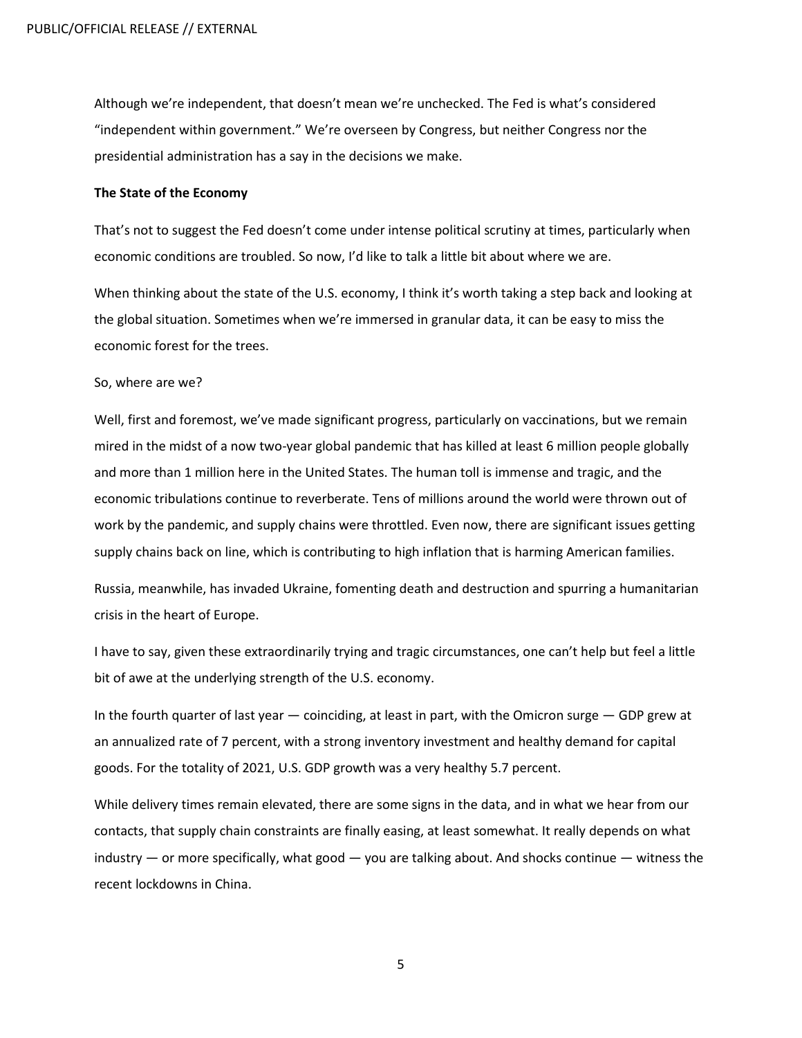Although we're independent, that doesn't mean we're unchecked. The Fed is what's considered "independent within government." We're overseen by Congress, but neither Congress nor the presidential administration has a say in the decisions we make.

**The State of the Economy**

That's not to suggest the Fed doesn't come under intense political scrutiny at times, particularly when economic conditions are troubled. So now, I'd like to talk a little bit about where we are.

When thinking about the state of the U.S. economy, I think it's worth taking a step back and looking at the global situation. Sometimes when we're immersed in granular data, it can be easy to miss the economic forest for the trees.

So, where are we?

Well, first and foremost, we've made significant progress, particularly on vaccinations, but we remain mired in the midst of a now two-year global pandemic that has killed at least 6 million people globally and more than 1 million here in the United States. The human toll is immense and tragic, and the economic tribulations continue to reverberate. Tens of millions around the world were thrown out of work by the pandemic, and supply chains were throttled. Even now, there are significant issues getting supply chains back on line, which is contributing to high inflation that is harming American families.

Russia, meanwhile, has invaded Ukraine, fomenting death and destruction and spurring a humanitarian crisis in the heart of Europe.

I have to say, given these extraordinarily trying and tragic circumstances, one can't help but feel a little bit of awe at the underlying strength of the U.S. economy.

In the fourth quarter of last year — coinciding, at least in part, with the Omicron surge — GDP grew at an annualized rate of 7 percent, with a strong inventory investment and healthy demand for capital goods. For the totality of 2021, U.S. GDP growth was a very healthy 5.7 percent.

While delivery times remain elevated, there are some signs in the data, and in what we hear from our contacts, that supply chain constraints are finally easing, at least somewhat. It really depends on what industry — or more specifically, what good — you are talking about. And shocks continue — witness the recent lockdowns in China.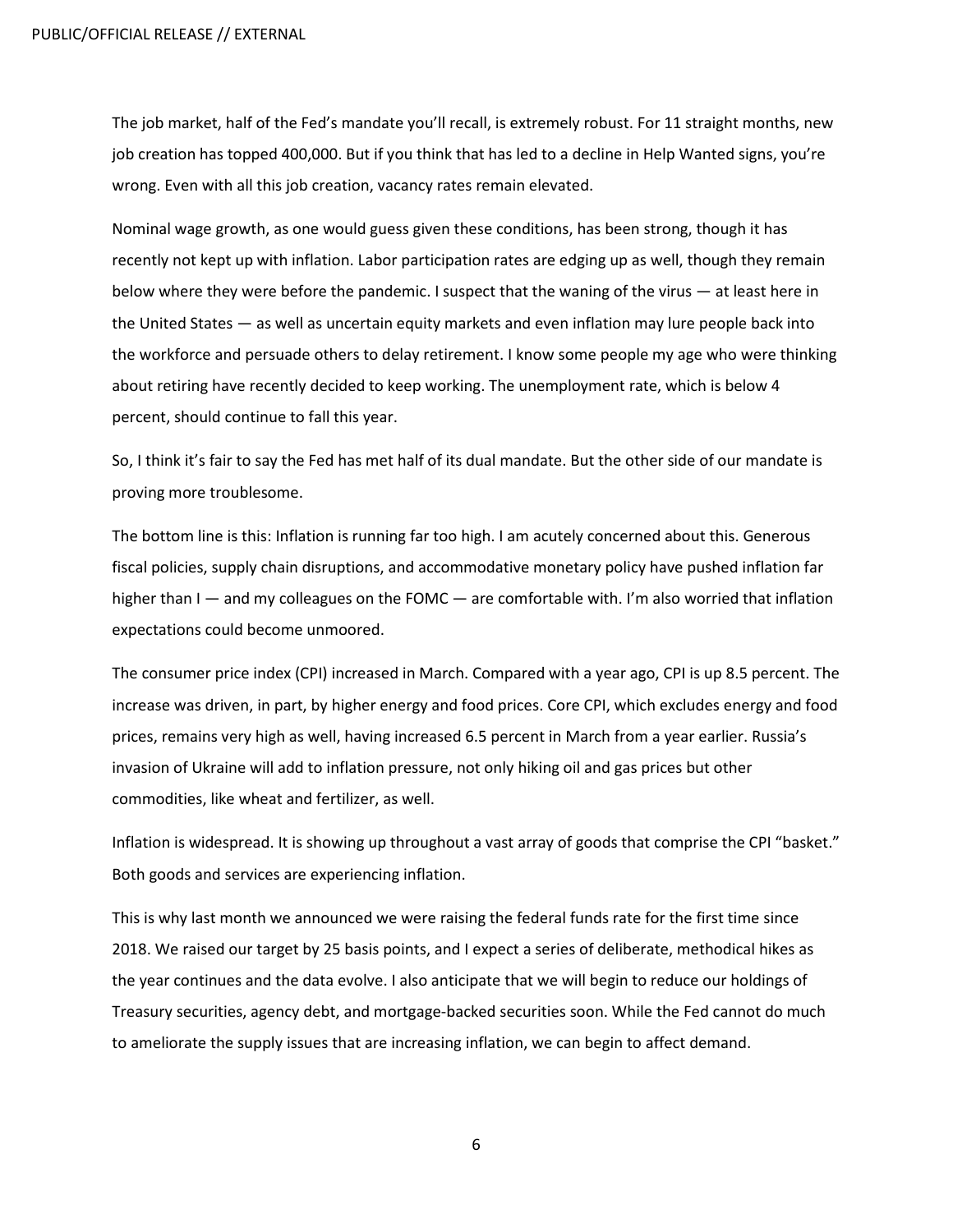The job market, half of the Fed's mandate you'll recall, is extremely robust. For 11 straight months, new job creation has topped 400,000. But if you think that has led to a decline in Help Wanted signs, you're wrong. Even with all this job creation, vacancy rates remain elevated.

Nominal wage growth, as one would guess given these conditions, has been strong, though it has recently not kept up with inflation. Labor participation rates are edging up as well, though they remain below where they were before the pandemic. I suspect that the waning of the virus — at least here in the United States — as well as uncertain equity markets and even inflation may lure people back into the workforce and persuade others to delay retirement. I know some people my age who were thinking about retiring have recently decided to keep working. The unemployment rate, which is below 4 percent, should continue to fall this year.

So, I think it's fair to say the Fed has met half of its dual mandate. But the other side of our mandate is proving more troublesome.

The bottom line is this: Inflation is running far too high. I am acutely concerned about this. Generous fiscal policies, supply chain disruptions, and accommodative monetary policy have pushed inflation far higher than I — and my colleagues on the FOMC — are comfortable with. I'm also worried that inflation expectations could become unmoored.

The consumer price index (CPI) increased in March. Compared with a year ago, CPI is up 8.5 percent. The increase was driven, in part, by higher energy and food prices. Core CPI, which excludes energy and food prices, remains very high as well, having increased 6.5 percent in March from a year earlier. Russia's invasion of Ukraine will add to inflation pressure, not only hiking oil and gas prices but other commodities, like wheat and fertilizer, as well.

Inflation is widespread. It is showing up throughout a vast array of goods that comprise the CPI "basket." Both goods and services are experiencing inflation.

This is why last month we announced we were raising the federal funds rate for the first time since 2018. We raised our target by 25 basis points, and I expect a series of deliberate, methodical hikes as the year continues and the data evolve. I also anticipate that we will begin to reduce our holdings of Treasury securities, agency debt, and mortgage-backed securities soon. While the Fed cannot do much to ameliorate the supply issues that are increasing inflation, we can begin to affect demand.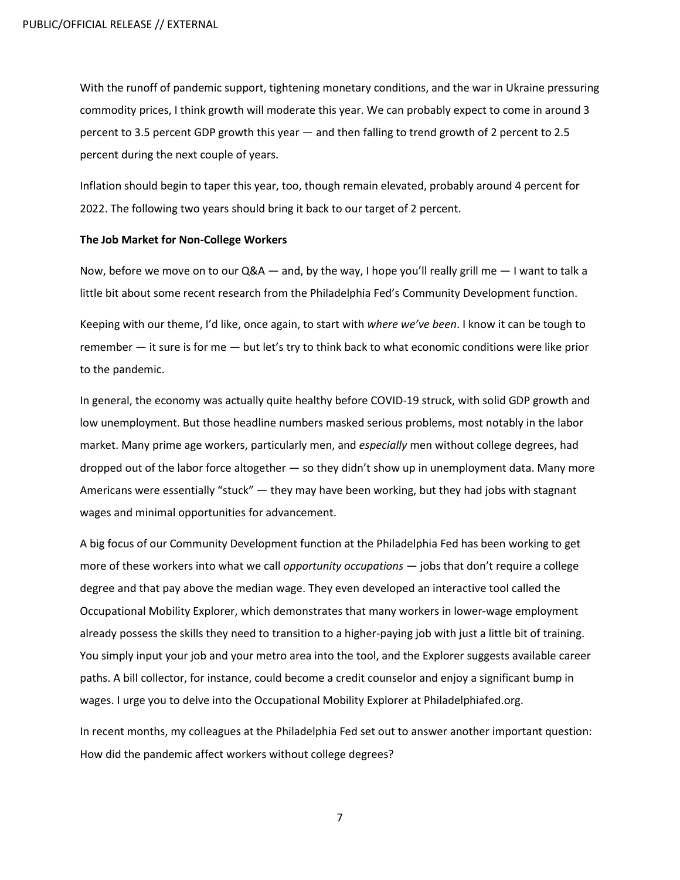With the runoff of pandemic support, tightening monetary conditions, and the war in Ukraine pressuring commodity prices, I think growth will moderate this year. We can probably expect to come in around 3 percent to 3.5 percent GDP growth this year — and then falling to trend growth of 2 percent to 2.5 percent during the next couple of years.

Inflation should begin to taper this year, too, though remain elevated, probably around 4 percent for 2022. The following two years should bring it back to our target of 2 percent.

**The Job Market for Non-College Workers**

Now, before we move on to our Q&A — and, by the way, I hope you'll really grill me — I want to talk a little bit about some recent research from the Philadelphia Fed's Community Development function.

Keeping with our theme, I'd like, once again, to start with *where we've been*. I know it can be tough to remember — it sure is for me — but let's try to think back to what economic conditions were like prior to the pandemic.

In general, the economy was actually quite healthy before COVID-19 struck, with solid GDP growth and low unemployment. But those headline numbers masked serious problems, most notably in the labor market. Many prime age workers, particularly men, and *especially* men without college degrees, had dropped out of the labor force altogether — so they didn't show up in unemployment data. Many more Americans were essentially "stuck" — they may have been working, but they had jobs with stagnant wages and minimal opportunities for advancement.

A big focus of our Community Development function at the Philadelphia Fed has been working to get more of these workers into what we call *opportunity occupations* — jobs that don't require a college degree and that pay above the median wage. They even developed an interactive tool called the Occupational Mobility Explorer, which demonstrates that many workers in lower-wage employment already possess the skills they need to transition to a higher-paying job with just a little bit of training. You simply input your job and your metro area into the tool, and the Explorer suggests available career paths. A bill collector, for instance, could become a credit counselor and enjoy a significant bump in wages. I urge you to delve into the Occupational Mobility Explorer at Philadelphiafed.org.

In recent months, my colleagues at the Philadelphia Fed set out to answer another important question: How did the pandemic affect workers without college degrees?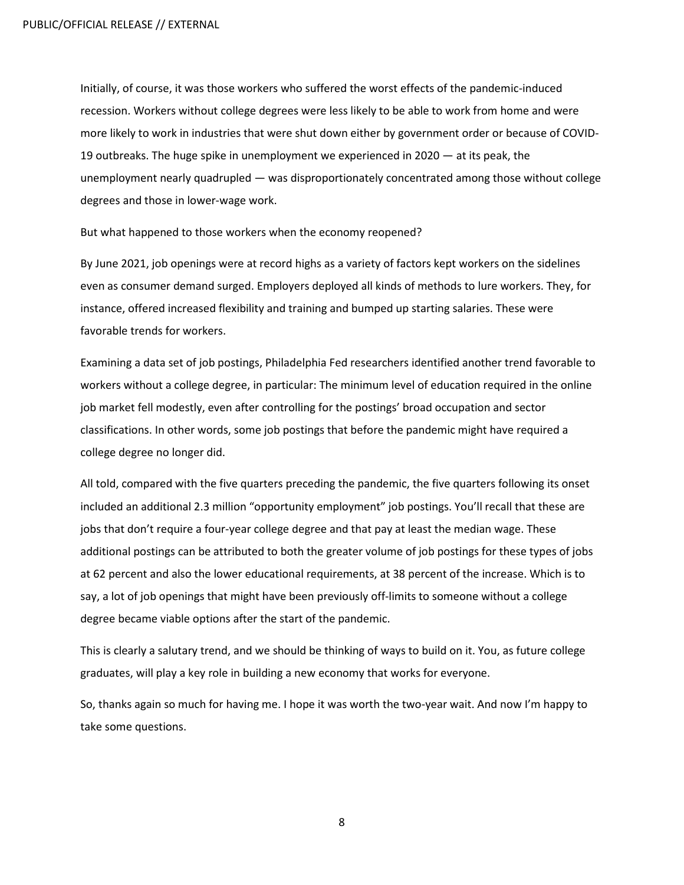Initially, of course, it was those workers who suffered the worst effects of the pandemic-induced recession. Workers without college degrees were less likely to be able to work from home and were more likely to work in industries that were shut down either by government order or because of COVID-19 outbreaks. The huge spike in unemployment we experienced in 2020 — at its peak, the unemployment nearly quadrupled — was disproportionately concentrated among those without college degrees and those in lower-wage work.

But what happened to those workers when the economy reopened?

By June 2021, job openings were at record highs as a variety of factors kept workers on the sidelines even as consumer demand surged. Employers deployed all kinds of methods to lure workers. They, for instance, offered increased flexibility and training and bumped up starting salaries. These were favorable trends for workers.

Examining a data set of job postings, Philadelphia Fed researchers identified another trend favorable to workers without a college degree, in particular: The minimum level of education required in the online job market fell modestly, even after controlling for the postings' broad occupation and sector classifications. In other words, some job postings that before the pandemic might have required a college degree no longer did.

All told, compared with the five quarters preceding the pandemic, the five quarters following its onset included an additional 2.3 million "opportunity employment" job postings. You'll recall that these are jobs that don't require a four-year college degree and that pay at least the median wage. These additional postings can be attributed to both the greater volume of job postings for these types of jobs at 62 percent and also the lower educational requirements, at 38 percent of the increase. Which is to say, a lot of job openings that might have been previously off-limits to someone without a college degree became viable options after the start of the pandemic.

This is clearly a salutary trend, and we should be thinking of ways to build on it. You, as future college graduates, will play a key role in building a new economy that works for everyone.

So, thanks again so much for having me. I hope it was worth the two-year wait. And now I'm happy to take some questions.